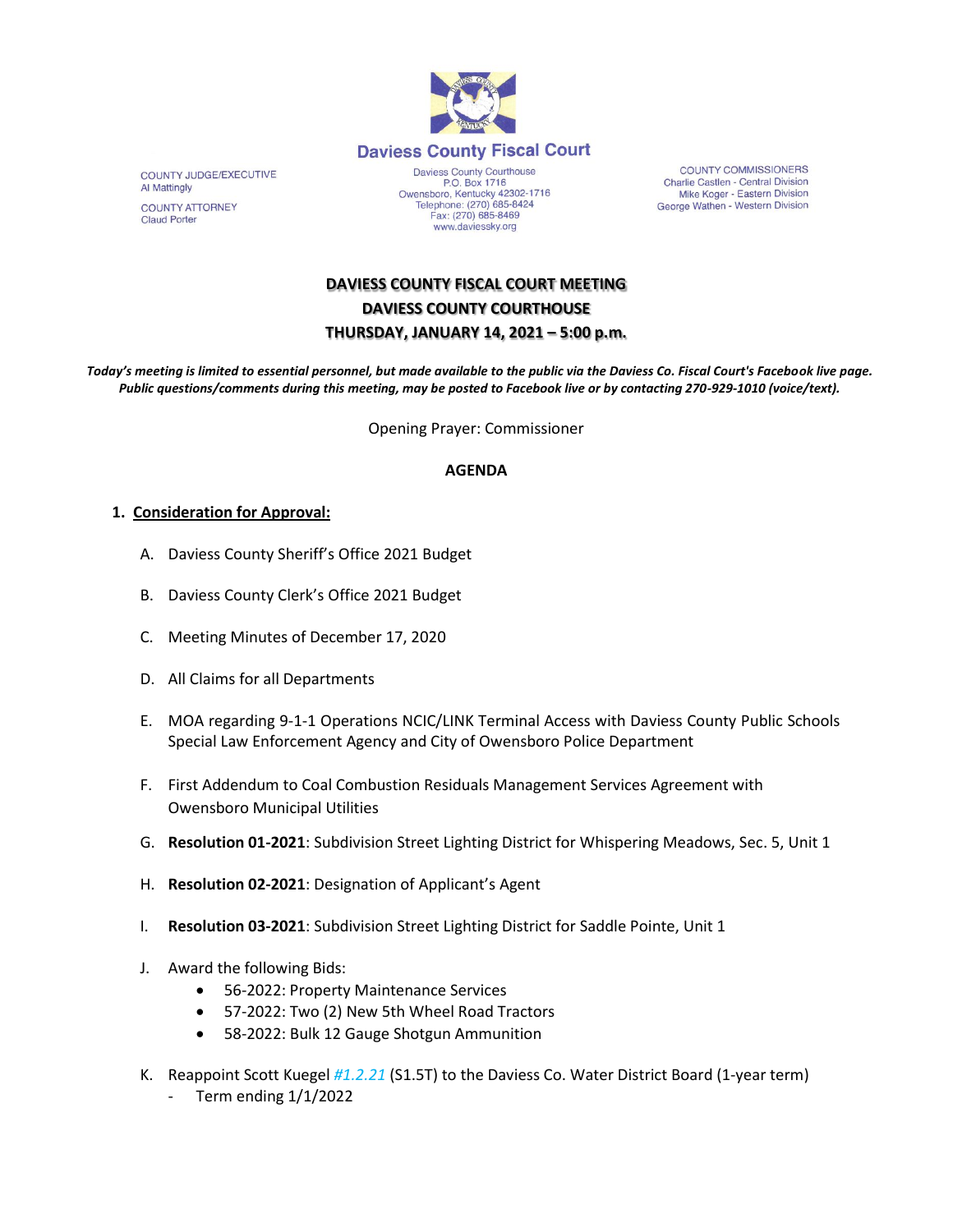**Daviess County Fiscal Court**

COUNTY JUDGE/EXECUTIVE
Al Mattingly

COUNTY ATTORNEY
Claud Porter

Daviess County Courthouse
P.O. Box 1716
Owensboro, Kentucky 42302-1716
Telephone: (270) 685-8424
Fax: (270) 685-8469
www.daviessky.org

COUNTY COMMISSIONERS
Charlie Castlen - Central Division
Mike Koger - Eastern Division
George Wathen - Western Division

# DAVIESS COUNTY FISCAL COURT MEETING
# DAVIESS COUNTY COURTHOUSE
# THURSDAY, JANUARY 14, 2021 – 5:00 p.m.

***Today's meeting is limited to essential personnel, but made available to the public via the Daviess Co. Fiscal Court's Facebook live page. Public questions/comments during this meeting, may be posted to Facebook live or by contacting 270-929-1010 (voice/text).***

Opening Prayer: Commissioner

**AGENDA**

1. **Consideration for Approval:**

   A. Daviess County Sheriff's Office 2021 Budget

   B. Daviess County Clerk's Office 2021 Budget

   C. Meeting Minutes of December 17, 2020

   D. All Claims for all Departments

   E. MOA regarding 9-1-1 Operations NCIC/LINK Terminal Access with Daviess County Public Schools Special Law Enforcement Agency and City of Owensboro Police Department

   F. First Addendum to Coal Combustion Residuals Management Services Agreement with Owensboro Municipal Utilities

   G. **Resolution 01-2021**: Subdivision Street Lighting District for Whispering Meadows, Sec. 5, Unit 1

   H. **Resolution 02-2021**: Designation of Applicant's Agent

   I. **Resolution 03-2021**: Subdivision Street Lighting District for Saddle Pointe, Unit 1

   J. Award the following Bids:
      - 56-2022: Property Maintenance Services
      - 57-2022: Two (2) New 5th Wheel Road Tractors
      - 58-2022: Bulk 12 Gauge Shotgun Ammunition

   K. Reappoint Scott Kuegel *#1.2.21* (S1.5T) to the Daviess Co. Water District Board (1-year term)
      - Term ending 1/1/2022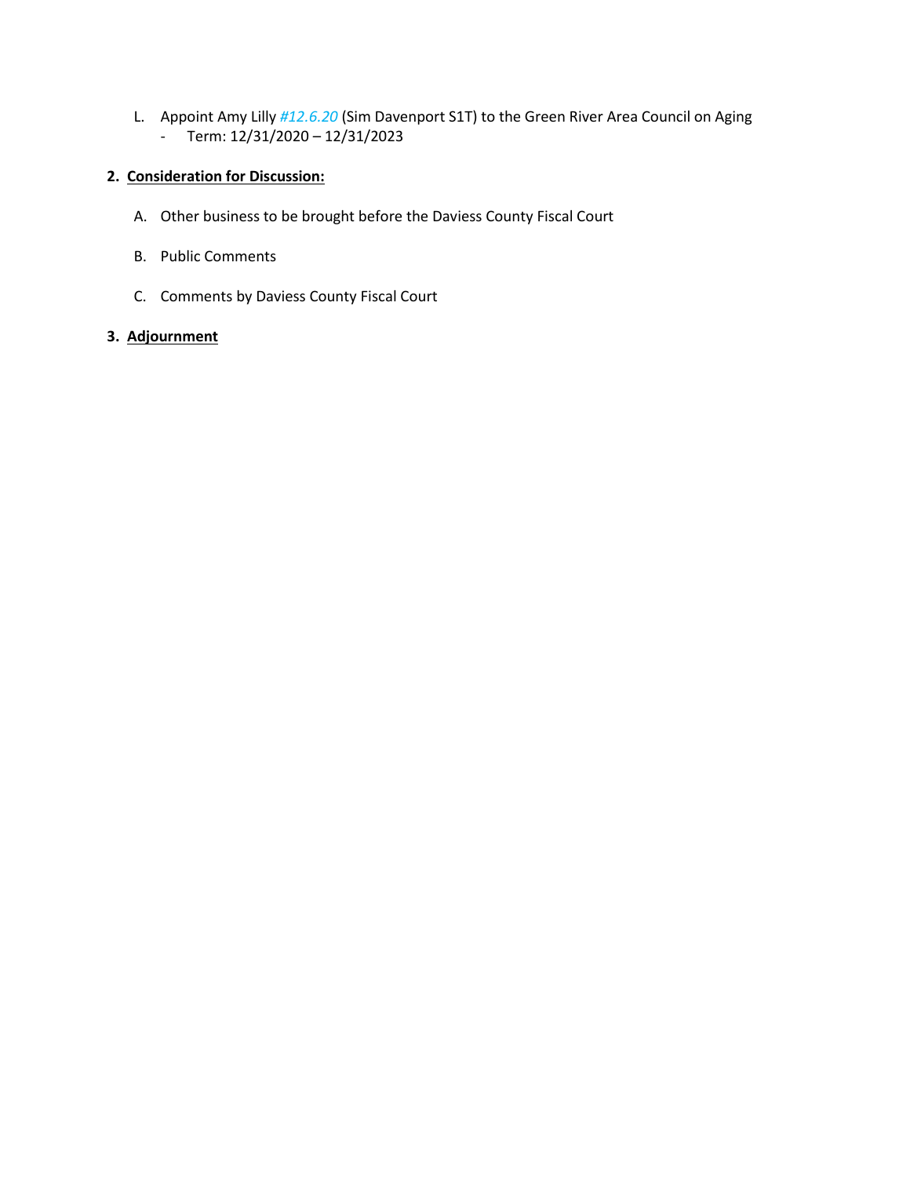L. Appoint Amy Lilly *#12.6.20* (Sim Davenport S1T) to the Green River Area Council on Aging
   - Term: 12/31/2020 – 12/31/2023

**2. Consideration for Discussion:**

A. Other business to be brought before the Daviess County Fiscal Court

B. Public Comments

C. Comments by Daviess County Fiscal Court

**3. Adjournment**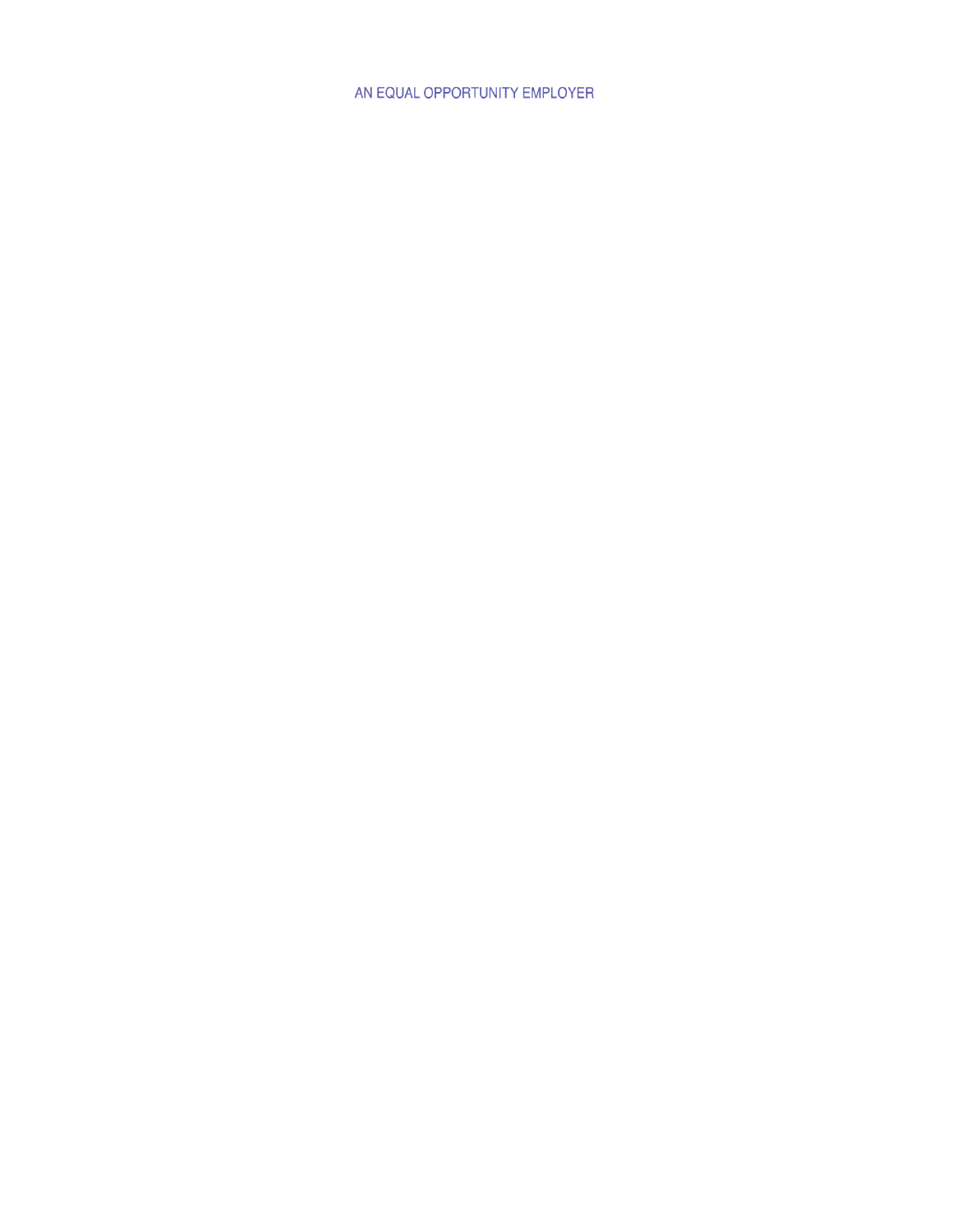AN EQUAL OPPORTUNITY EMPLOYER